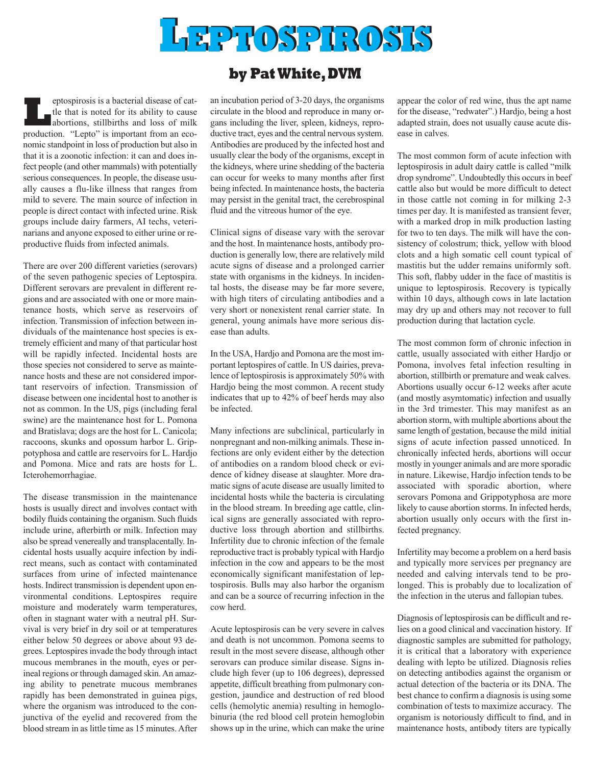# Leptospirosis

## by Pat White, DVM

Leptospirosis is a bacterial disease of cattle that is noted for its ability to cause abortions, stillbirths and loss of milk production. "Lepto" is important from an economic standpoint in loss of production but also in that it is a zoonotic infection: it can and does infect people (and other mammals) with potentially serious consequences. In people, the disease usually causes a flu-like illness that ranges from mild to severe. The main source of infection in people is direct contact with infected urine. Risk groups include dairy farmers, AI techs, veterinarians and anyone exposed to either urine or reproductive fluids from infected animals.

There are over 200 different varieties (serovars) of the seven pathogenic species of Leptospira. Different serovars are prevalent in different regions and are associated with one or more maintenance hosts, which serve as reservoirs of infection. Transmission of infection between individuals of the maintenance host species is extremely efficient and many of that particular host will be rapidly infected. Incidental hosts are those species not considered to serve as maintenance hosts and these are not considered important reservoirs of infection. Transmission of disease between one incidental host to another is not as common. In the US, pigs (including feral swine) are the maintenance host for L. Pomona and Bratislava; dogs are the host for L. Canicola; raccoons, skunks and opossum harbor L. Grippotyphosa and cattle are reservoirs for L. Hardjo and Pomona. Mice and rats are hosts for L. Icterohemorrhagiae.

The disease transmission in the maintenance hosts is usually direct and involves contact with bodily fluids containing the organism. Such fluids include urine, afterbirth or milk. Infection may also be spread venereally and transplacentally. Incidental hosts usually acquire infection by indirect means, such as contact with contaminated surfaces from urine of infected maintenance hosts. Indirect transmission is dependent upon environmental conditions. Leptospires require moisture and moderately warm temperatures, often in stagnant water with a neutral pH. Survival is very brief in dry soil or at temperatures either below 50 degrees or above about 93 degrees. Leptospires invade the body through intact mucous membranes in the mouth, eyes or perineal regions or through damaged skin. An amazing ability to penetrate mucous membranes rapidly has been demonstrated in guinea pigs, where the organism was introduced to the conjunctiva of the eyelid and recovered from the blood stream in as little time as 15 minutes. After an incubation period of 3-20 days, the organisms circulate in the blood and reproduce in many organs including the liver, spleen, kidneys, reproductive tract, eyes and the central nervous system. Antibodies are produced by the infected host and usually clear the body of the organisms, except in the kidneys, where urine shedding of the bacteria can occur for weeks to many months after first being infected. In maintenance hosts, the bacteria may persist in the genital tract, the cerebrospinal fluid and the vitreous humor of the eye.

Clinical signs of disease vary with the serovar and the host. In maintenance hosts, antibody production is generally low, there are relatively mild acute signs of disease and a prolonged carrier state with organisms in the kidneys. In incidental hosts, the disease may be far more severe, with high titers of circulating antibodies and a very short or nonexistent renal carrier state. In general, young animals have more serious disease than adults.

In the USA, Hardjo and Pomona are the most important leptospires of cattle. In US dairies, prevalence of leptospirosis is approximately 50% with Hardjo being the most common. A recent study indicates that up to 42% of beef herds may also be infected.

Many infections are subclinical, particularly in nonpregnant and non-milking animals. These infections are only evident either by the detection of antibodies on a random blood check or evidence of kidney disease at slaughter. More dramatic signs of acute disease are usually limited to incidental hosts while the bacteria is circulating in the blood stream. In breeding age cattle, clinical signs are generally associated with reproductive loss through abortion and stillbirths. Infertility due to chronic infection of the female reproductive tract is probably typical with Hardjo infection in the cow and appears to be the most economically significant manifestation of leptospirosis. Bulls may also harbor the organism and can be a source of recurring infection in the cow herd.

Acute leptospirosis can be very severe in calves and death is not uncommon. Pomona seems to result in the most severe disease, although other serovars can produce similar disease. Signs include high fever (up to 106 degrees), depressed appetite, difficult breathing from pulmonary congestion, jaundice and destruction of red blood cells (hemolytic anemia) resulting in hemoglobinuria (the red blood cell protein hemoglobin shows up in the urine, which can make the urine appear the color of red wine, thus the apt name for the disease, "redwater".) Hardjo, being a host adapted strain, does not usually cause acute disease in calves.

The most common form of acute infection with leptospirosis in adult dairy cattle is called "milk drop syndrome". Undoubtedly this occurs in beef cattle also but would be more difficult to detect in those cattle not coming in for milking 2-3 times per day. It is manifested as transient fever, with a marked drop in milk production lasting for two to ten days. The milk will have the consistency of colostrum; thick, yellow with blood clots and a high somatic cell count typical of mastitis but the udder remains uniformly soft. This soft, flabby udder in the face of mastitis is unique to leptospirosis. Recovery is typically within 10 days, although cows in late lactation may dry up and others may not recover to full production during that lactation cycle.

The most common form of chronic infection in cattle, usually associated with either Hardjo or Pomona, involves fetal infection resulting in abortion, stillbirth or premature and weak calves. Abortions usually occur 6-12 weeks after acute (and mostly asymtomatic) infection and usually in the 3rd trimester. This may manifest as an abortion storm, with multiple abortions about the same length of gestation, because the mild initial signs of acute infection passed unnoticed. In chronically infected herds, abortions will occur mostly in younger animals and are more sporadic in nature. Likewise, Hardjo infection tends to be associated with sporadic abortion, where serovars Pomona and Grippotyphosa are more likely to cause abortion storms. In infected herds, abortion usually only occurs with the first infected pregnancy.

Infertility may become a problem on a herd basis and typically more services per pregnancy are needed and calving intervals tend to be prolonged. This is probably due to localization of the infection in the uterus and fallopian tubes.

Diagnosis of leptospirosis can be difficult and relies on a good clinical and vaccination history. If diagnostic samples are submitted for pathology, it is critical that a laboratory with experience dealing with lepto be utilized. Diagnosis relies on detecting antibodies against the organism or actual detection of the bacteria or its DNA. The best chance to confirm a diagnosis is using some combination of tests to maximize accuracy. The organism is notoriously difficult to find, and in maintenance hosts, antibody titers are typically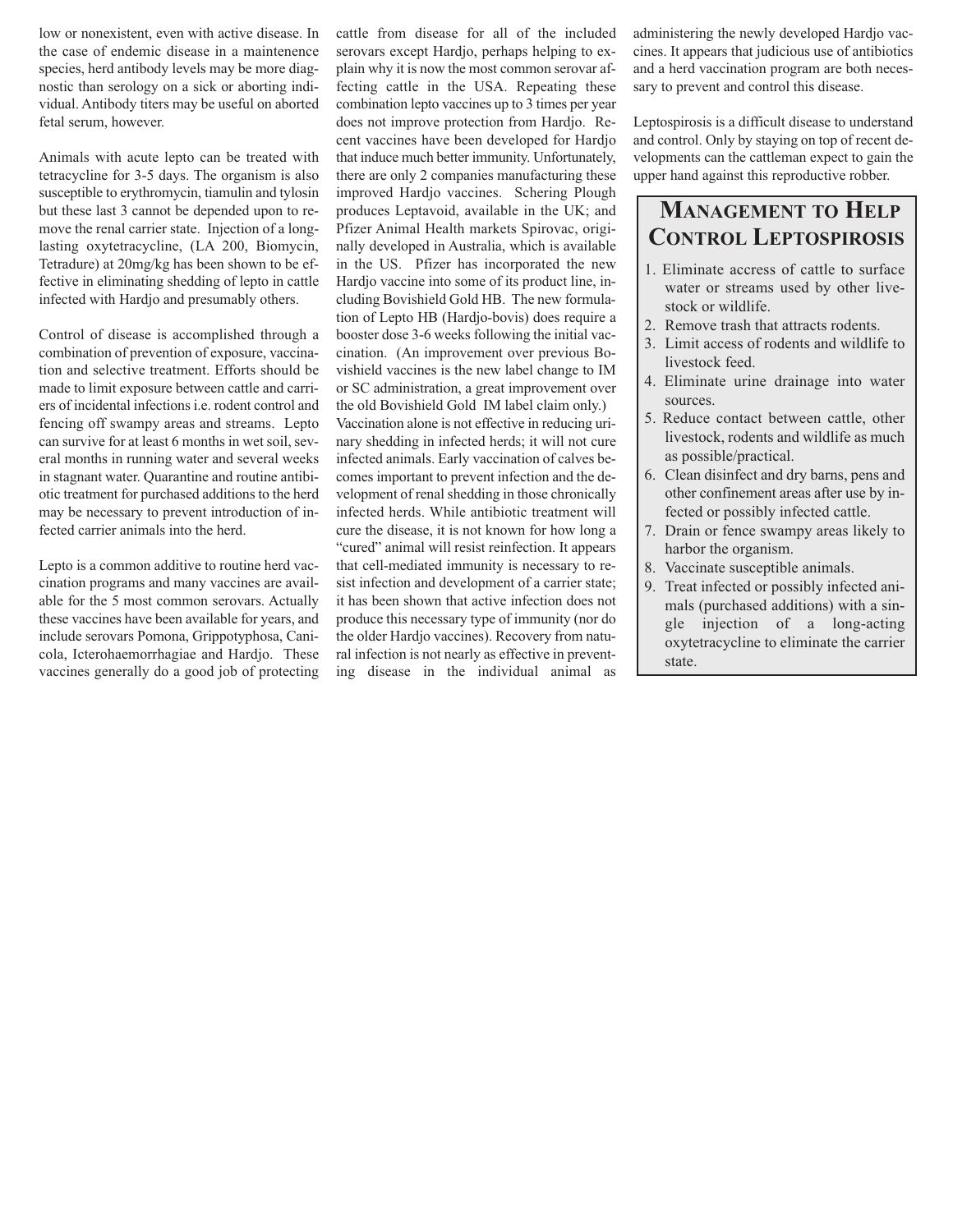low or nonexistent, even with active disease. In the case of endemic disease in a maintenence species, herd antibody levels may be more diagnostic than serology on a sick or aborting individual. Antibody titers may be useful on aborted fetal serum, however.

Animals with acute lepto can be treated with tetracycline for 3-5 days. The organism is also susceptible to erythromycin, tiamulin and tylosin but these last 3 cannot be depended upon to remove the renal carrier state. Injection of a long-lasting oxytetracycline, (LA 200, Biomycin, Tetradure) at 20mg/kg has been shown to be effective in eliminating shedding of lepto in cattle infected with Hardjo and presumably others.

Control of disease is accomplished through a combination of prevention of exposure, vaccination and selective treatment. Efforts should be made to limit exposure between cattle and carriers of incidental infections i.e. rodent control and fencing off swampy areas and streams. Lepto can survive for at least 6 months in wet soil, several months in running water and several weeks in stagnant water. Quarantine and routine antibiotic treatment for purchased additions to the herd may be necessary to prevent introduction of infected carrier animals into the herd.

Lepto is a common additive to routine herd vaccination programs and many vaccines are available for the 5 most common serovars. Actually these vaccines have been available for years, and include serovars Pomona, Grippotyphosa, Canicola, Icterohaemorrhagiae and Hardjo. These vaccines generally do a good job of protecting cattle from disease for all of the included serovars except Hardjo, perhaps helping to explain why it is now the most common serovar affecting cattle in the USA. Repeating these combination lepto vaccines up to 3 times per year does not improve protection from Hardjo. Recent vaccines have been developed for Hardjo that induce much better immunity. Unfortunately, there are only 2 companies manufacturing these improved Hardjo vaccines. Schering Plough produces Leptavoid, available in the UK; and Pfizer Animal Health markets Spirovac, originally developed in Australia, which is available in the US. Pfizer has incorporated the new Hardjo vaccine into some of its product line, including Bovishield Gold HB. The new formulation of Lepto HB (Hardjo-bovis) does require a booster dose 3-6 weeks following the initial vaccination. (An improvement over previous Bovishield vaccines is the new label change to IM or SC administration, a great improvement over the old Bovishield Gold IM label claim only.)

Vaccination alone is not effective in reducing urinary shedding in infected herds; it will not cure infected animals. Early vaccination of calves becomes important to prevent infection and the development of renal shedding in those chronically infected herds. While antibiotic treatment will cure the disease, it is not known for how long a "cured" animal will resist reinfection. It appears that cell-mediated immunity is necessary to resist infection and development of a carrier state; it has been shown that active infection does not produce this necessary type of immunity (nor do the older Hardjo vaccines). Recovery from natural infection is not nearly as effective in preventing disease in the individual animal as administering the newly developed Hardjo vaccines. It appears that judicious use of antibiotics and a herd vaccination program are both necessary to prevent and control this disease.

Leptospirosis is a difficult disease to understand and control. Only by staying on top of recent developments can the cattleman expect to gain the upper hand against this reproductive robber.

## Management to Help Control Leptospirosis

1. Eliminate accress of cattle to surface water or streams used by other livestock or wildlife.
2. Remove trash that attracts rodents.
3. Limit access of rodents and wildlife to livestock feed.
4. Eliminate urine drainage into water sources.
5. Reduce contact between cattle, other livestock, rodents and wildlife as much as possible/practical.
6. Clean disinfect and dry barns, pens and other confinement areas after use by infected or possibly infected cattle.
7. Drain or fence swampy areas likely to harbor the organism.
8. Vaccinate susceptible animals.
9. Treat infected or possibly infected animals (purchased additions) with a single injection of a long-acting oxytetracycline to eliminate the carrier state.